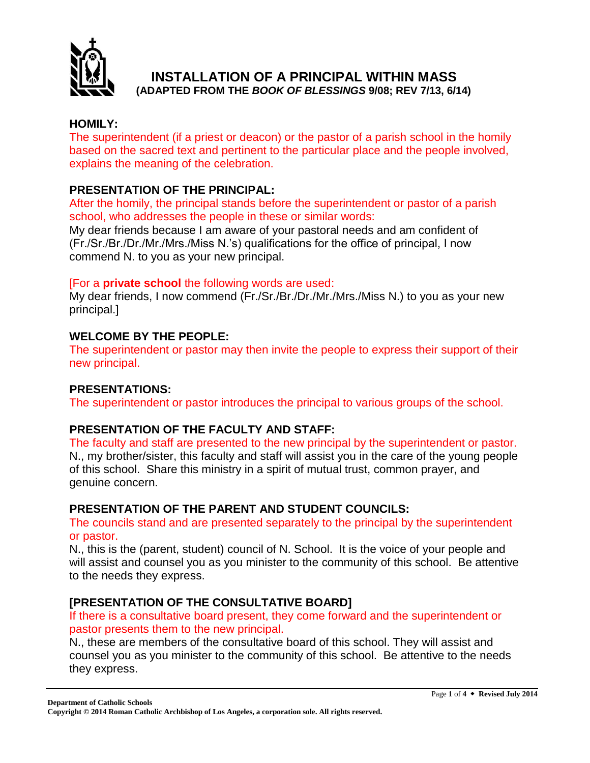# INSTALLATION OF A PRINCIPAL WITHIN MASS

**(ADAPTED FROM THE *BOOK OF BLESSINGS* 9/08; REV 7/13, 6/14)**

## HOMILY:

The superintendent (if a priest or deacon) or the pastor of a parish school in the homily based on the sacred text and pertinent to the particular place and the people involved, explains the meaning of the celebration.

## PRESENTATION OF THE PRINCIPAL:

After the homily, the principal stands before the superintendent or pastor of a parish school, who addresses the people in these or similar words:

My dear friends because I am aware of your pastoral needs and am confident of (Fr./Sr./Br./Dr./Mr./Mrs./Miss N.'s) qualifications for the office of principal, I now commend N. to you as your new principal.

[For a **private school** the following words are used:

My dear friends, I now commend (Fr./Sr./Br./Dr./Mr./Mrs./Miss N.) to you as your new principal.]

## WELCOME BY THE PEOPLE:

The superintendent or pastor may then invite the people to express their support of their new principal.

## PRESENTATIONS:

The superintendent or pastor introduces the principal to various groups of the school.

## PRESENTATION OF THE FACULTY AND STAFF:

The faculty and staff are presented to the new principal by the superintendent or pastor.

N., my brother/sister, this faculty and staff will assist you in the care of the young people of this school. Share this ministry in a spirit of mutual trust, common prayer, and genuine concern.

## PRESENTATION OF THE PARENT AND STUDENT COUNCILS:

The councils stand and are presented separately to the principal by the superintendent or pastor.

N., this is the (parent, student) council of N. School. It is the voice of your people and will assist and counsel you as you minister to the community of this school. Be attentive to the needs they express.

## [PRESENTATION OF THE CONSULTATIVE BOARD]

If there is a consultative board present, they come forward and the superintendent or pastor presents them to the new principal.

N., these are members of the consultative board of this school. They will assist and counsel you as you minister to the community of this school. Be attentive to the needs they express.

**Department of Catholic Schools**
**Copyright © 2014 Roman Catholic Archbishop of Los Angeles, a corporation sole. All rights reserved.**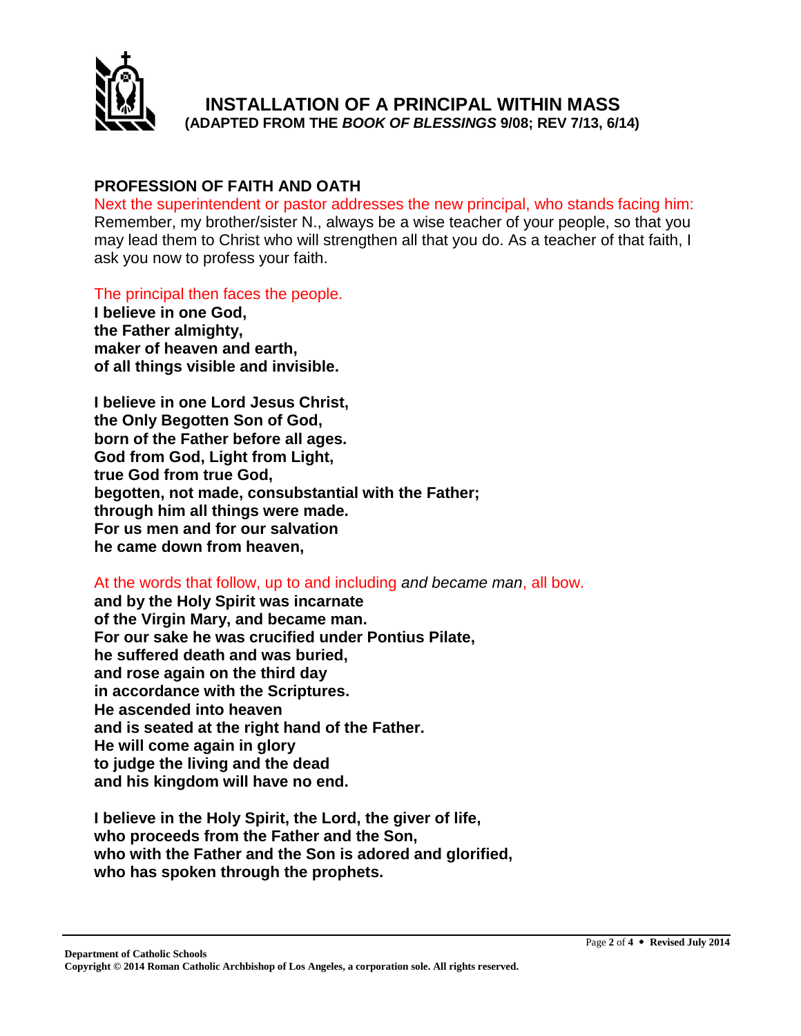# INSTALLATION OF A PRINCIPAL WITHIN MASS
**(ADAPTED FROM THE *BOOK OF BLESSINGS* 9/08; REV 7/13, 6/14)**

## PROFESSION OF FAITH AND OATH

Next the superintendent or pastor addresses the new principal, who stands facing him:
Remember, my brother/sister N., always be a wise teacher of your people, so that you may lead them to Christ who will strengthen all that you do. As a teacher of that faith, I ask you now to profess your faith.

The principal then faces the people.

**I believe in one God,**
**the Father almighty,**
**maker of heaven and earth,**
**of all things visible and invisible.**

**I believe in one Lord Jesus Christ,**
**the Only Begotten Son of God,**
**born of the Father before all ages.**
**God from God, Light from Light,**
**true God from true God,**
**begotten, not made, consubstantial with the Father;**
**through him all things were made.**
**For us men and for our salvation**
**he came down from heaven,**

At the words that follow, up to and including *and became man*, all bow.

**and by the Holy Spirit was incarnate**
**of the Virgin Mary, and became man.**
**For our sake he was crucified under Pontius Pilate,**
**he suffered death and was buried,**
**and rose again on the third day**
**in accordance with the Scriptures.**
**He ascended into heaven**
**and is seated at the right hand of the Father.**
**He will come again in glory**
**to judge the living and the dead**
**and his kingdom will have no end.**

**I believe in the Holy Spirit, the Lord, the giver of life,**
**who proceeds from the Father and the Son,**
**who with the Father and the Son is adored and glorified,**
**who has spoken through the prophets.**

**Department of Catholic Schools**
**Copyright © 2014 Roman Catholic Archbishop of Los Angeles, a corporation sole. All rights reserved.**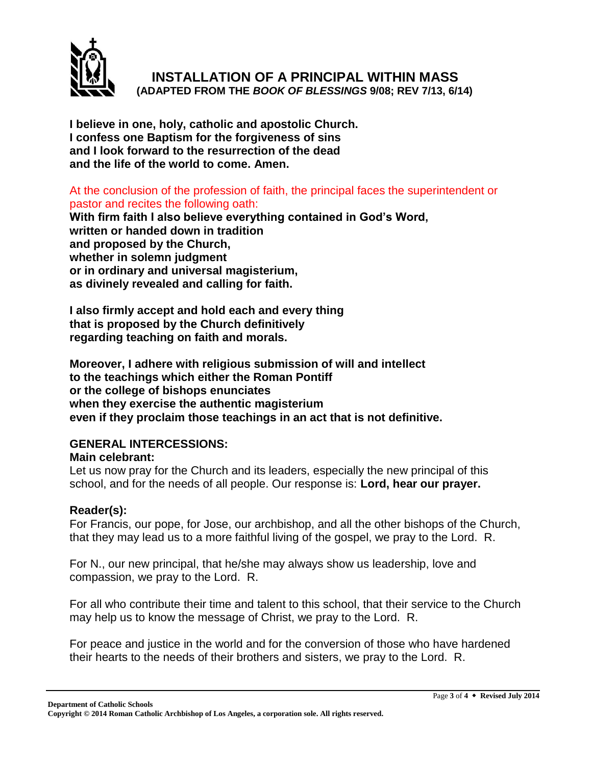# INSTALLATION OF A PRINCIPAL WITHIN MASS

**(ADAPTED FROM THE *BOOK OF BLESSINGS* 9/08; REV 7/13, 6/14)**

**I believe in one, holy, catholic and apostolic Church.**
**I confess one Baptism for the forgiveness of sins**
**and I look forward to the resurrection of the dead**
**and the life of the world to come. Amen.**

At the conclusion of the profession of faith, the principal faces the superintendent or pastor and recites the following oath:

**With firm faith I also believe everything contained in God's Word,**
**written or handed down in tradition**
**and proposed by the Church,**
**whether in solemn judgment**
**or in ordinary and universal magisterium,**
**as divinely revealed and calling for faith.**

**I also firmly accept and hold each and every thing**
**that is proposed by the Church definitively**
**regarding teaching on faith and morals.**

**Moreover, I adhere with religious submission of will and intellect**
**to the teachings which either the Roman Pontiff**
**or the college of bishops enunciates**
**when they exercise the authentic magisterium**
**even if they proclaim those teachings in an act that is not definitive.**

## GENERAL INTERCESSIONS:

**Main celebrant:**

Let us now pray for the Church and its leaders, especially the new principal of this school, and for the needs of all people. Our response is: **Lord, hear our prayer.**

**Reader(s):**

For Francis, our pope, for Jose, our archbishop, and all the other bishops of the Church, that they may lead us to a more faithful living of the gospel, we pray to the Lord. R.

For N., our new principal, that he/she may always show us leadership, love and compassion, we pray to the Lord. R.

For all who contribute their time and talent to this school, that their service to the Church may help us to know the message of Christ, we pray to the Lord. R.

For peace and justice in the world and for the conversion of those who have hardened their hearts to the needs of their brothers and sisters, we pray to the Lord. R.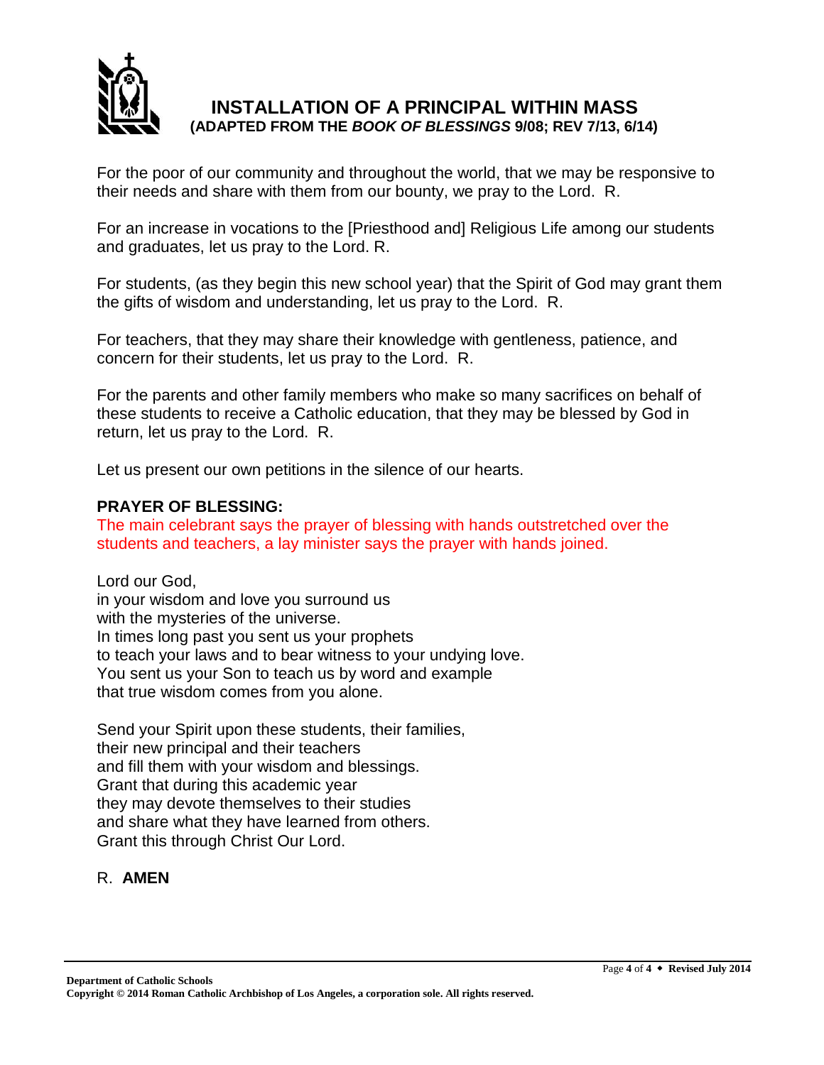# INSTALLATION OF A PRINCIPAL WITHIN MASS

**(ADAPTED FROM THE *BOOK OF BLESSINGS* 9/08; REV 7/13, 6/14)**

For the poor of our community and throughout the world, that we may be responsive to their needs and share with them from our bounty, we pray to the Lord. R.

For an increase in vocations to the [Priesthood and] Religious Life among our students and graduates, let us pray to the Lord. R.

For students, (as they begin this new school year) that the Spirit of God may grant them the gifts of wisdom and understanding, let us pray to the Lord. R.

For teachers, that they may share their knowledge with gentleness, patience, and concern for their students, let us pray to the Lord. R.

For the parents and other family members who make so many sacrifices on behalf of these students to receive a Catholic education, that they may be blessed by God in return, let us pray to the Lord. R.

Let us present our own petitions in the silence of our hearts.

**PRAYER OF BLESSING:**

The main celebrant says the prayer of blessing with hands outstretched over the students and teachers, a lay minister says the prayer with hands joined.

Lord our God,
in your wisdom and love you surround us
with the mysteries of the universe.
In times long past you sent us your prophets
to teach your laws and to bear witness to your undying love.
You sent us your Son to teach us by word and example
that true wisdom comes from you alone.

Send your Spirit upon these students, their families,
their new principal and their teachers
and fill them with your wisdom and blessings.
Grant that during this academic year
they may devote themselves to their studies
and share what they have learned from others.
Grant this through Christ Our Lord.

R. **AMEN**

**Department of Catholic Schools**
**Copyright © 2014 Roman Catholic Archbishop of Los Angeles, a corporation sole. All rights reserved.**